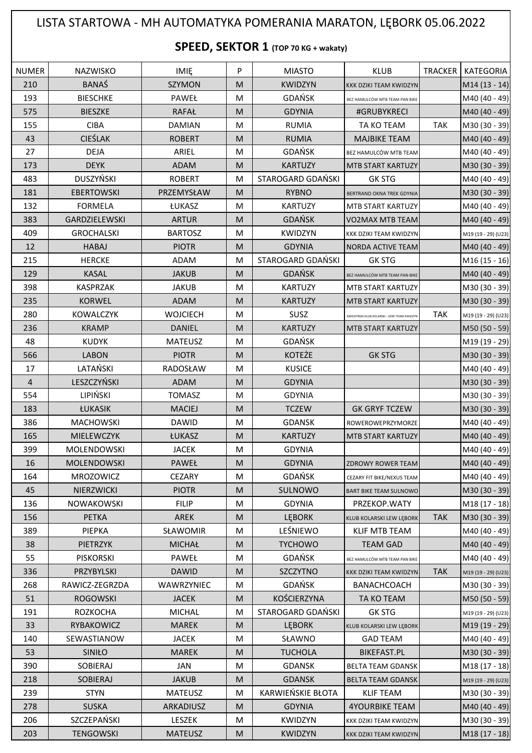# LISTA STARTOWA - MH AUTOMATYKA POMERANIA MARATON, LĘBORK 05.06.2022

## SPEED, SEKTOR 1 (TOP 70 KG + wakaty)

| NUMER | NAZWISKO | IMIĘ | P | MIASTO | KLUB | TRACKER | KATEGORIA |
|---|---|---|---|---|---|---|---|
| 210 | BANAŚ | SZYMON | M | KWIDZYN | KKK DZIKI TEAM KWIDZYN | | M14 (13 - 14) |
| 193 | BIESCHKE | PAWEŁ | M | GDAŃSK | BEZ HAMULCÓW MTB TEAM PAN BIKE | | M40 (40 - 49) |
| 575 | BIESZKE | RAFAŁ | M | GDYNIA | #GRUBYKRECI | | M40 (40 - 49) |
| 155 | CIBA | DAMIAN | M | RUMIA | TA KO TEAM | TAK | M30 (30 - 39) |
| 43 | CIEŚLAK | ROBERT | M | RUMIA | MAJBIKE TEAM | | M40 (40 - 49) |
| 27 | DEJA | ARIEL | M | GDAŃSK | BEZ HAMULCÓW MTB TEAM | | M40 (40 - 49) |
| 173 | DEYK | ADAM | M | KARTUZY | MTB START KARTUZY | | M30 (30 - 39) |
| 483 | DUSZYŃSKI | ROBERT | M | STAROGARD GDAŃSKI | GK STG | | M40 (40 - 49) |
| 181 | EBERTOWSKI | PRZEMYSŁAW | M | RYBNO | BERTRAND OKNA TREK GDYNIA | | M30 (30 - 39) |
| 132 | FORMELA | ŁUKASZ | M | KARTUZY | MTB START KARTUZY | | M40 (40 - 49) |
| 383 | GARDZIELEWSKI | ARTUR | M | GDAŃSK | VO2MAX MTB TEAM | | M40 (40 - 49) |
| 409 | GROCHALSKI | BARTOSZ | M | KWIDZYN | KKK DZIKI TEAM KWIDZYN | | M19 (19 - 29) (U23) |
| 12 | HABAJ | PIOTR | M | GDYNIA | NORDA ACTIVE TEAM | | M40 (40 - 49) |
| 215 | HERCKE | ADAM | M | STAROGARD GDAŃSKI | GK STG | | M16 (15 - 16) |
| 129 | KASAL | JAKUB | M | GDAŃSK | BEZ HAMULCÓW MTB TEAM PAN-BIKE | | M40 (40 - 49) |
| 398 | KASPRZAK | JAKUB | M | KARTUZY | MTB START KARTUZY | | M30 (30 - 39) |
| 235 | KORWEL | ADAM | M | KARTUZY | MTB START KARTUZY | | M30 (30 - 39) |
| 280 | KOWALCZYK | WOJCIECH | M | SUSZ | KWIDZYŃSKI KLUB KOLARSKI - DZIKI TEAM KWIDZYN | TAK | M19 (19 - 29) (U23) |
| 236 | KRAMP | DANIEL | M | KARTUZY | MTB START KARTUZY | | M50 (50 - 59) |
| 48 | KUDYK | MATEUSZ | M | GDAŃSK | | | M19 (19 - 29) |
| 566 | LABON | PIOTR | M | KOTEŻE | GK STG | | M30 (30 - 39) |
| 17 | LATAŃSKI | RADOSŁAW | M | KUSICE | | | M40 (40 - 49) |
| 4 | LESZCZYŃSKI | ADAM | M | GDYNIA | | | M30 (30 - 39) |
| 554 | LIPIŃSKI | TOMASZ | M | GDYNIA | | | M30 (30 - 39) |
| 183 | ŁUKASIK | MACIEJ | M | TCZEW | GK GRYF TCZEW | | M30 (30 - 39) |
| 386 | MACHOWSKI | DAWID | M | GDANSK | ROWEROWEPRZYMORZE | | M40 (40 - 49) |
| 165 | MIELEWCZYK | ŁUKASZ | M | KARTUZY | MTB START KARTUZY | | M40 (40 - 49) |
| 399 | MOLENDOWSKI | JACEK | M | GDYNIA | | | M40 (40 - 49) |
| 16 | MOLENDOWSKI | PAWEŁ | M | GDYNIA | ZDROWY ROWER TEAM | | M40 (40 - 49) |
| 164 | MROZOWICZ | CEZARY | M | GDAŃSK | CEZARY FIT BIKE/NEXUS TEAM | | M40 (40 - 49) |
| 45 | NIERZWICKI | PIOTR | M | SULNOWO | BART BIKE TEAM SULNOWO | | M30 (30 - 39) |
| 136 | NOWAKOWSKI | FILIP | M | GDYNIA | PRZEKOP.WATY | | M18 (17 - 18) |
| 156 | PETKA | AREK | M | LĘBORK | KLUB KOLARSKI LEW LĘBORK | TAK | M30 (30 - 39) |
| 389 | PIEPKA | SŁAWOMIR | M | LEŚNIEWO | KLIF MTB TEAM | | M40 (40 - 49) |
| 38 | PIETRZYK | MICHAŁ | M | TYCHOWO | TEAM GAD | | M40 (40 - 49) |
| 55 | PISKORSKI | PAWEŁ | M | GDAŃSK | BEZ HAMULCÓW MTB TEAM PAN BIKE | | M40 (40 - 49) |
| 336 | PRZYBYLSKI | DAWID | M | SZCZYTNO | KKK DZIKI TEAM KWIDZYN | TAK | M19 (19 - 29) (U23) |
| 268 | RAWICZ-ZEGRZDA | WAWRZYNIEC | M | GDAŃSK | BANACHCOACH | | M30 (30 - 39) |
| 51 | ROGOWSKI | JACEK | M | KOŚCIERZYNA | TA KO TEAM | | M50 (50 - 59) |
| 191 | ROZKOCHA | MICHAL | M | STAROGARD GDAŃSKI | GK STG | | M19 (19 - 29) (U23) |
| 33 | RYBAKOWICZ | MAREK | M | LĘBORK | KLUB KOLARSKI LEW LĘBORK | | M19 (19 - 29) |
| 140 | SEWASTIANOW | JACEK | M | SŁAWNO | GAD TEAM | | M40 (40 - 49) |
| 53 | SINIŁO | MAREK | M | TUCHOLA | BIKEFAST.PL | | M30 (30 - 39) |
| 390 | SOBIERAJ | JAN | M | GDANSK | BELTA TEAM GDANSK | | M18 (17 - 18) |
| 218 | SOBIERAJ | JAKUB | M | GDANSK | BELTA TEAM GDANSK | | M19 (19 - 29) (U23) |
| 239 | STYN | MATEUSZ | M | KARWIEŃSKIE BŁOTA | KLIF TEAM | | M30 (30 - 39) |
| 278 | SUSKA | ARKADIUSZ | M | GDYNIA | 4YOURBIKE TEAM | | M40 (40 - 49) |
| 206 | SZCZEPAŃSKI | LESZEK | M | KWIDZYN | KKK DZIKI TEAM KWIDZYN | | M30 (30 - 39) |
| 203 | TENGOWSKI | MATEUSZ | M | KWIDZYN | KKK DZIKI TEAM KWIDZYN | | M18 (17 - 18) |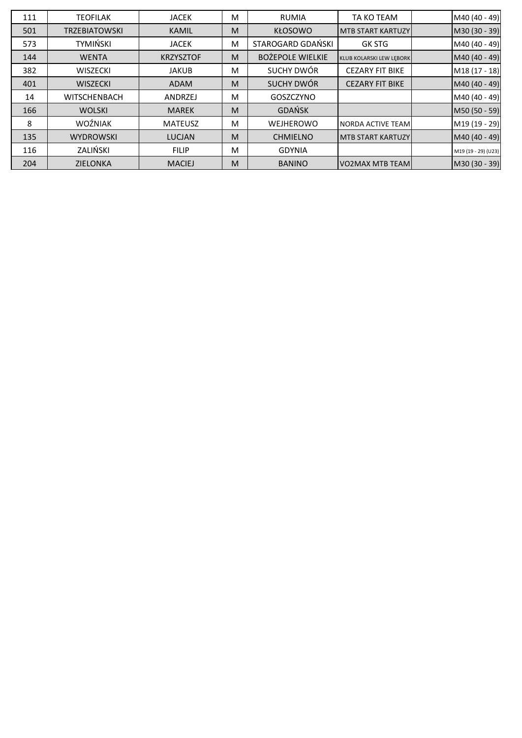| | | | | | | | |
|---|---|---|---|---|---|---|---|
| 111 | TEOFILAK | JACEK | M | RUMIA | TA KO TEAM | | M40 (40 - 49) |
| 501 | TRZEBIATOWSKI | KAMIL | M | KŁOSOWO | MTB START KARTUZY | | M30 (30 - 39) |
| 573 | TYMIŃSKI | JACEK | M | STAROGARD GDAŃSKI | GK STG | | M40 (40 - 49) |
| 144 | WENTA | KRZYSZTOF | M | BOŻEPOLE WIELKIE | KLUB KOLARSKI LEW LĘBORK | | M40 (40 - 49) |
| 382 | WISZECKI | JAKUB | M | SUCHY DWÓR | CEZARY FIT BIKE | | M18 (17 - 18) |
| 401 | WISZECKI | ADAM | M | SUCHY DWÓR | CEZARY FIT BIKE | | M40 (40 - 49) |
| 14 | WITSCHENBACH | ANDRZEJ | M | GOSZCZYNO | | | M40 (40 - 49) |
| 166 | WOLSKI | MAREK | M | GDAŃSK | | | M50 (50 - 59) |
| 8 | WOŹNIAK | MATEUSZ | M | WEJHEROWO | NORDA ACTIVE TEAM | | M19 (19 - 29) |
| 135 | WYDROWSKI | LUCJAN | M | CHMIELNO | MTB START KARTUZY | | M40 (40 - 49) |
| 116 | ZALIŃSKI | FILIP | M | GDYNIA | | | M19 (19 - 29) (U23) |
| 204 | ZIELONKA | MACIEJ | M | BANINO | VO2MAX MTB TEAM | | M30 (30 - 39) |